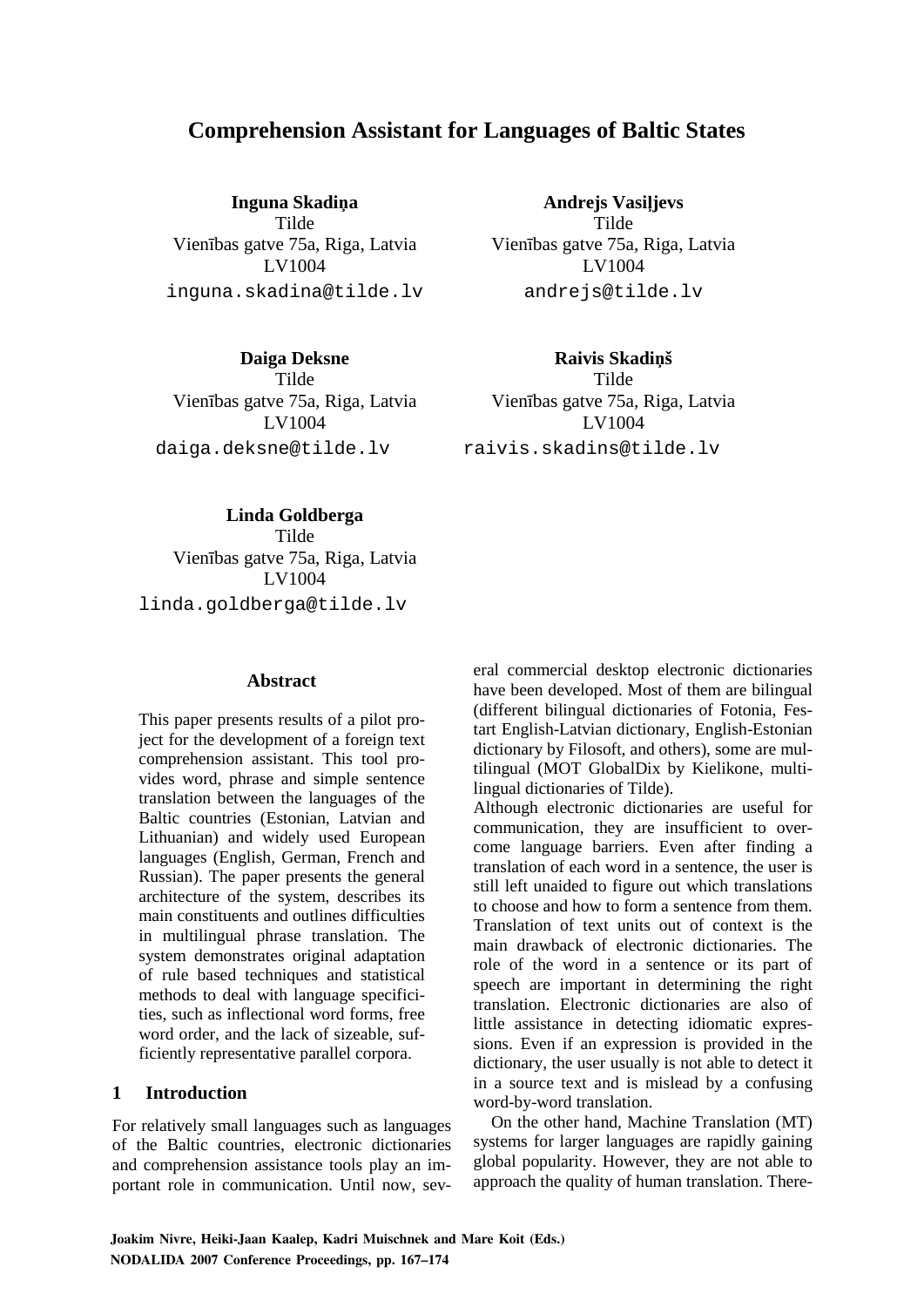# Comprehension Assistant for Languages of Baltic States

**Inguna Skadiņa**
Tilde
Vienības gatve 75a, Riga, Latvia
LV1004
inguna.skadina@tilde.lv

**Andrejs Vasiļjevs**
Tilde
Vienības gatve 75a, Riga, Latvia
LV1004
andrejs@tilde.lv

**Daiga Deksne**
Tilde
Vienības gatve 75a, Riga, Latvia
LV1004
daiga.deksne@tilde.lv

**Raivis Skadiņš**
Tilde
Vienības gatve 75a, Riga, Latvia
LV1004
raivis.skadins@tilde.lv

**Linda Goldberga**
Tilde
Vienības gatve 75a, Riga, Latvia
LV1004
linda.goldberga@tilde.lv

## Abstract

This paper presents results of a pilot project for the development of a foreign text comprehension assistant. This tool provides word, phrase and simple sentence translation between the languages of the Baltic countries (Estonian, Latvian and Lithuanian) and widely used European languages (English, German, French and Russian). The paper presents the general architecture of the system, describes its main constituents and outlines difficulties in multilingual phrase translation. The system demonstrates original adaptation of rule based techniques and statistical methods to deal with language specificities, such as inflectional word forms, free word order, and the lack of sizeable, sufficiently representative parallel corpora.

## 1 Introduction

For relatively small languages such as languages of the Baltic countries, electronic dictionaries and comprehension assistance tools play an important role in communication. Until now, several commercial desktop electronic dictionaries have been developed. Most of them are bilingual (different bilingual dictionaries of Fotonia, Festart English-Latvian dictionary, English-Estonian dictionary by Filosoft, and others), some are multilingual (MOT GlobalDix by Kielikone, multilingual dictionaries of Tilde).

Although electronic dictionaries are useful for communication, they are insufficient to overcome language barriers. Even after finding a translation of each word in a sentence, the user is still left unaided to figure out which translations to choose and how to form a sentence from them. Translation of text units out of context is the main drawback of electronic dictionaries. The role of the word in a sentence or its part of speech are important in determining the right translation. Electronic dictionaries are also of little assistance in detecting idiomatic expressions. Even if an expression is provided in the dictionary, the user usually is not able to detect it in a source text and is mislead by a confusing word-by-word translation.

On the other hand, Machine Translation (MT) systems for larger languages are rapidly gaining global popularity. However, they are not able to approach the quality of human translation. There-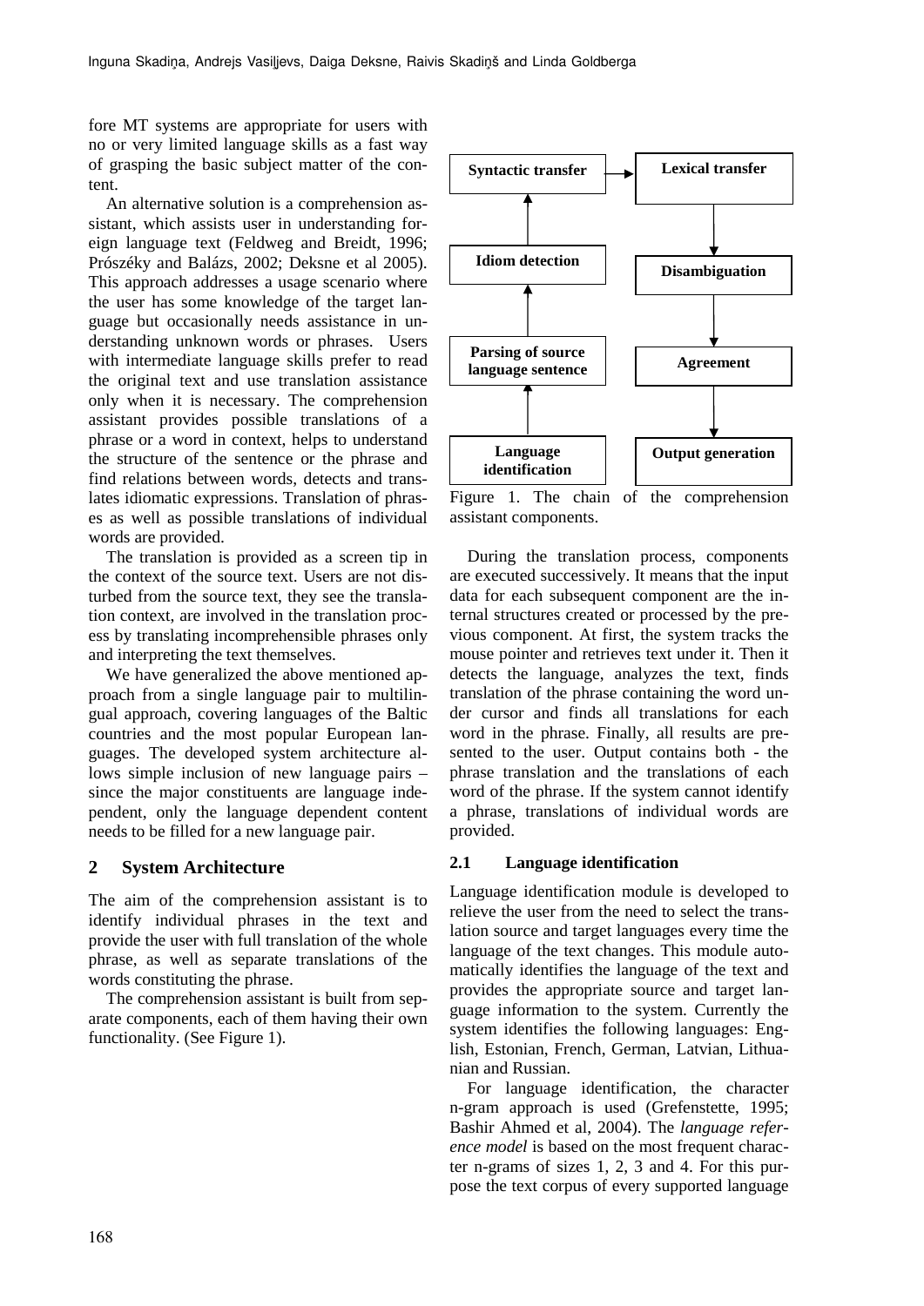fore MT systems are appropriate for users with no or very limited language skills as a fast way of grasping the basic subject matter of the content.

An alternative solution is a comprehension assistant, which assists user in understanding foreign language text (Feldweg and Breidt, 1996; Prószéky and Balázs, 2002; Deksne et al 2005). This approach addresses a usage scenario where the user has some knowledge of the target language but occasionally needs assistance in understanding unknown words or phrases. Users with intermediate language skills prefer to read the original text and use translation assistance only when it is necessary. The comprehension assistant provides possible translations of a phrase or a word in context, helps to understand the structure of the sentence or the phrase and find relations between words, detects and translates idiomatic expressions. Translation of phrases as well as possible translations of individual words are provided.

The translation is provided as a screen tip in the context of the source text. Users are not disturbed from the source text, they see the translation context, are involved in the translation process by translating incomprehensible phrases only and interpreting the text themselves.

We have generalized the above mentioned approach from a single language pair to multilingual approach, covering languages of the Baltic countries and the most popular European languages. The developed system architecture allows simple inclusion of new language pairs – since the major constituents are language independent, only the language dependent content needs to be filled for a new language pair.

## 2 System Architecture

The aim of the comprehension assistant is to identify individual phrases in the text and provide the user with full translation of the whole phrase, as well as separate translations of the words constituting the phrase.

The comprehension assistant is built from separate components, each of them having their own functionality. (See Figure 1).

Language identification → Parsing of source language sentence → Idiom detection → Syntactic transfer → Lexical transfer → Disambiguation → Agreement → Output generation

Figure 1. The chain of the comprehension assistant components.

During the translation process, components are executed successively. It means that the input data for each subsequent component are the internal structures created or processed by the previous component. At first, the system tracks the mouse pointer and retrieves text under it. Then it detects the language, analyzes the text, finds translation of the phrase containing the word under cursor and finds all translations for each word in the phrase. Finally, all results are presented to the user. Output contains both - the phrase translation and the translations of each word of the phrase. If the system cannot identify a phrase, translations of individual words are provided.

### 2.1 Language identification

Language identification module is developed to relieve the user from the need to select the translation source and target languages every time the language of the text changes. This module automatically identifies the language of the text and provides the appropriate source and target language information to the system. Currently the system identifies the following languages: English, Estonian, French, German, Latvian, Lithuanian and Russian.

For language identification, the character n-gram approach is used (Grefenstette, 1995; Bashir Ahmed et al, 2004). The *language reference model* is based on the most frequent character n-grams of sizes 1, 2, 3 and 4. For this purpose the text corpus of every supported language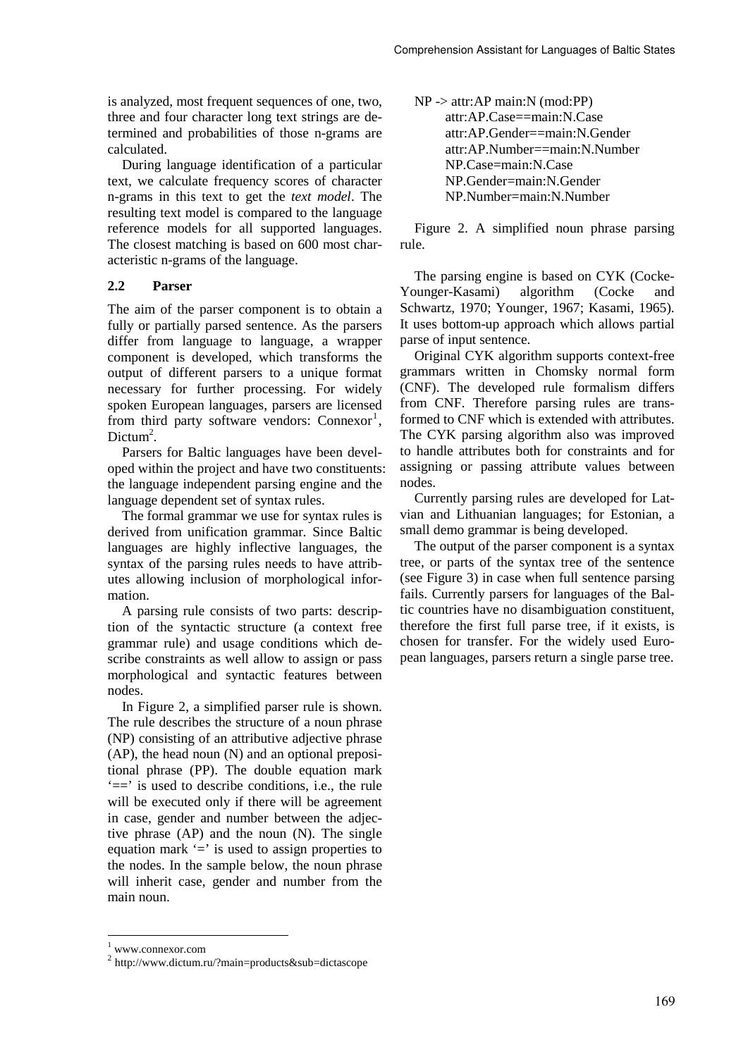is analyzed, most frequent sequences of one, two, three and four character long text strings are determined and probabilities of those n-grams are calculated.

During language identification of a particular text, we calculate frequency scores of character n-grams in this text to get the *text model*. The resulting text model is compared to the language reference models for all supported languages. The closest matching is based on 600 most characteristic n-grams of the language.

### 2.2 Parser

The aim of the parser component is to obtain a fully or partially parsed sentence. As the parsers differ from language to language, a wrapper component is developed, which transforms the output of different parsers to a unique format necessary for further processing. For widely spoken European languages, parsers are licensed from third party software vendors: Connexor[1], Dictum[2].

Parsers for Baltic languages have been developed within the project and have two constituents: the language independent parsing engine and the language dependent set of syntax rules.

The formal grammar we use for syntax rules is derived from unification grammar. Since Baltic languages are highly inflective languages, the syntax of the parsing rules needs to have attributes allowing inclusion of morphological information.

A parsing rule consists of two parts: description of the syntactic structure (a context free grammar rule) and usage conditions which describe constraints as well allow to assign or pass morphological and syntactic features between nodes.

In Figure 2, a simplified parser rule is shown. The rule describes the structure of a noun phrase (NP) consisting of an attributive adjective phrase (AP), the head noun (N) and an optional prepositional phrase (PP). The double equation mark '==' is used to describe conditions, i.e., the rule will be executed only if there will be agreement in case, gender and number between the adjective phrase (AP) and the noun (N). The single equation mark '=' is used to assign properties to the nodes. In the sample below, the noun phrase will inherit case, gender and number from the main noun.

```
NP -> attr:AP main:N (mod:PP)
    attr:AP.Case==main:N.Case
    attr:AP.Gender==main:N.Gender
    attr:AP.Number==main:N.Number
    NP.Case=main:N.Case
    NP.Gender=main:N.Gender
    NP.Number=main:N.Number
```

Figure 2. A simplified noun phrase parsing rule.

The parsing engine is based on CYK (Cocke-Younger-Kasami) algorithm (Cocke and Schwartz, 1970; Younger, 1967; Kasami, 1965). It uses bottom-up approach which allows partial parse of input sentence.

Original CYK algorithm supports context-free grammars written in Chomsky normal form (CNF). The developed rule formalism differs from CNF. Therefore parsing rules are transformed to CNF which is extended with attributes. The CYK parsing algorithm also was improved to handle attributes both for constraints and for assigning or passing attribute values between nodes.

Currently parsing rules are developed for Latvian and Lithuanian languages; for Estonian, a small demo grammar is being developed.

The output of the parser component is a syntax tree, or parts of the syntax tree of the sentence (see Figure 3) in case when full sentence parsing fails. Currently parsers for languages of the Baltic countries have no disambiguation constituent, therefore the first full parse tree, if it exists, is chosen for transfer. For the widely used European languages, parsers return a single parse tree.

[1] www.connexor.com

[2] http://www.dictum.ru/?main=products&sub=dictascope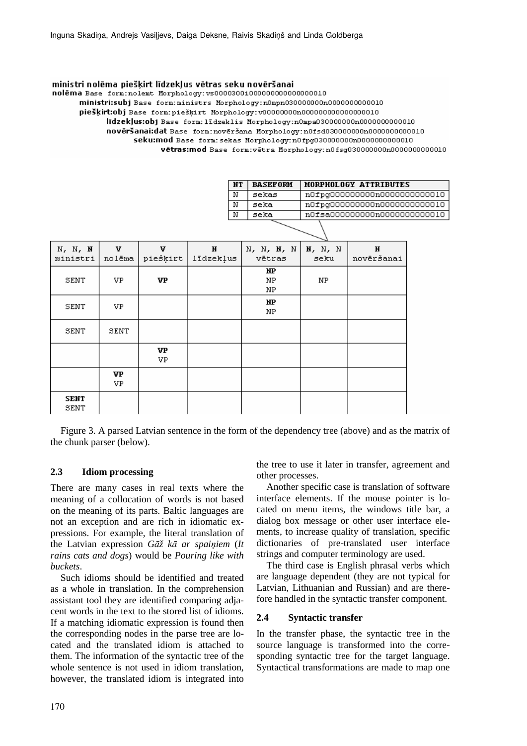```
ministri nolēma piešķirt līdzekļus vētras seku novēršanai
nolēma Base form:nolemt Morphology:vs0000300i000000000000000010
    ministri:subj Base form:ministrs Morphology:n0mpn030000000n0000000000010
    piešķirt:obj Base form:piešķirt Morphology:v00000000n000000000000000010
        līdzekļus:obj Base form:līdzeklis Morphology:n0mpa030000000n0000000000010
        novēršanai:dat Base form:novēršana Morphology:n0fsd030000000n0000000000010
            seku:mod Base form:sekas Morphology:n0fpg030000000n0000000000010
                vētras:mod Base form:vētra Morphology:n0fsg030000000n0000000000010
```

| NT | BASEFORM | MORPHOLOGY ATTRIBUTES |
|---|---|---|
| N | sekas | n0fpg000000000n0000000000010 |
| N | seka | n0fpg000000000n0000000000010 |
| N | seka | n0fsa000000000n0000000000010 |

| N, N, **N** ministri | **V** nolēma | **V** piešķirt | **N** līdzekļus | N, N, **N**, N vētras | **N**, N, N seku | **N** novēršanai |
|---|---|---|---|---|---|---|
| SENT | VP | **VP** | | **NP** NP NP | NP | |
| SENT | VP | | | **NP** NP | | |
| SENT | SENT | | | | | |
| | | **VP** VP | | | | |
| | **VP** VP | | | | | |
| **SENT** SENT | | | | | | |

Figure 3. A parsed Latvian sentence in the form of the dependency tree (above) and as the matrix of the chunk parser (below).

### 2.3 Idiom processing

There are many cases in real texts where the meaning of a collocation of words is not based on the meaning of its parts. Baltic languages are not an exception and are rich in idiomatic expressions. For example, the literal translation of the Latvian expression *Gāž kā ar spaiņiem* (*It rains cats and dogs*) would be *Pouring like with buckets*.

Such idioms should be identified and treated as a whole in translation. In the comprehension assistant tool they are identified comparing adjacent words in the text to the stored list of idioms. If a matching idiomatic expression is found then the corresponding nodes in the parse tree are located and the translated idiom is attached to them. The information of the syntactic tree of the whole sentence is not used in idiom translation, however, the translated idiom is integrated into the tree to use it later in transfer, agreement and other processes.

Another specific case is translation of software interface elements. If the mouse pointer is located on menu items, the windows title bar, a dialog box message or other user interface elements, to increase quality of translation, specific dictionaries of pre-translated user interface strings and computer terminology are used.

The third case is English phrasal verbs which are language dependent (they are not typical for Latvian, Lithuanian and Russian) and are therefore handled in the syntactic transfer component.

### 2.4 Syntactic transfer

In the transfer phase, the syntactic tree in the source language is transformed into the corresponding syntactic tree for the target language. Syntactical transformations are made to map one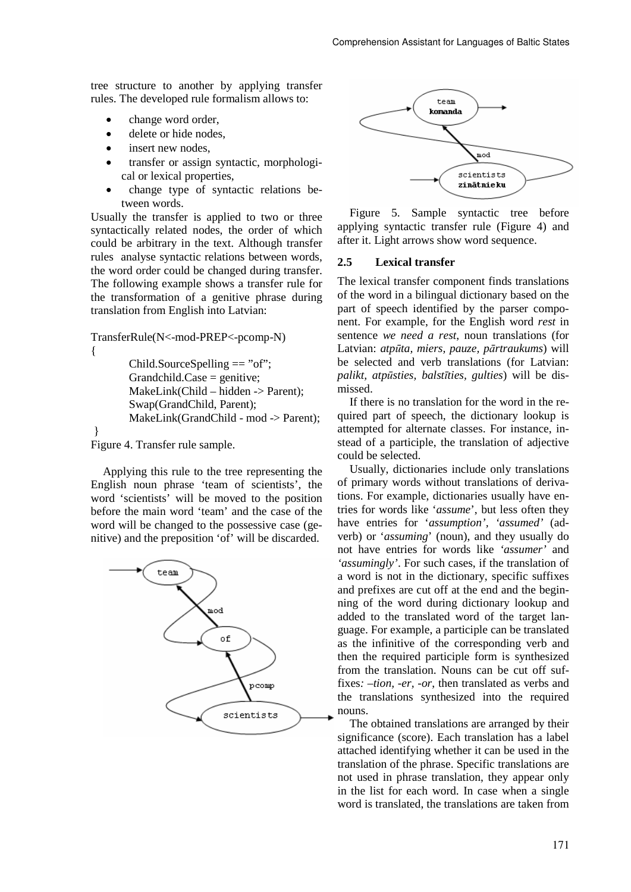tree structure to another by applying transfer rules. The developed rule formalism allows to:

- change word order,
- delete or hide nodes,
- insert new nodes,
- transfer or assign syntactic, morphological or lexical properties,
- change type of syntactic relations between words.

Usually the transfer is applied to two or three syntactically related nodes, the order of which could be arbitrary in the text. Although transfer rules analyse syntactic relations between words, the word order could be changed during transfer. The following example shows a transfer rule for the transformation of a genitive phrase during translation from English into Latvian:

```
TransferRule(N<-mod-PREP<-pcomp-N)
{
        Child.SourceSpelling == "of";
        Grandchild.Case = genitive;
        MakeLink(Child – hidden -> Parent);
        Swap(GrandChild, Parent);
        MakeLink(GrandChild - mod -> Parent);
}
```

Figure 4. Transfer rule sample.

Applying this rule to the tree representing the English noun phrase 'team of scientists', the word 'scientists' will be moved to the position before the main word 'team' and the case of the word will be changed to the possessive case (genitive) and the preposition 'of' will be discarded.

Figure 5. Sample syntactic tree before applying syntactic transfer rule (Figure 4) and after it. Light arrows show word sequence.

### 2.5 Lexical transfer

The lexical transfer component finds translations of the word in a bilingual dictionary based on the part of speech identified by the parser component. For example, for the English word *rest* in sentence *we need a rest*, noun translations (for Latvian: *atpūta, miers, pauze, pārtraukums*) will be selected and verb translations (for Latvian: *palikt, atpūsties, balstīties, gulties*) will be dismissed.

If there is no translation for the word in the required part of speech, the dictionary lookup is attempted for alternate classes. For instance, instead of a participle, the translation of adjective could be selected.

Usually, dictionaries include only translations of primary words without translations of derivations. For example, dictionaries usually have entries for words like '*assume*', but less often they have entries for '*assumption*', '*assumed*' (adverb) or '*assuming*' (noun), and they usually do not have entries for words like '*assumer*' and '*assumingly*'. For such cases, if the translation of a word is not in the dictionary, specific suffixes and prefixes are cut off at the end and the beginning of the word during dictionary lookup and added to the translated word of the target language. For example, a participle can be translated as the infinitive of the corresponding verb and then the required participle form is synthesized from the translation. Nouns can be cut off suffixes: *–tion, -er, -or*, then translated as verbs and the translations synthesized into the required nouns.

The obtained translations are arranged by their significance (score). Each translation has a label attached identifying whether it can be used in the translation of the phrase. Specific translations are not used in phrase translation, they appear only in the list for each word. In case when a single word is translated, the translations are taken from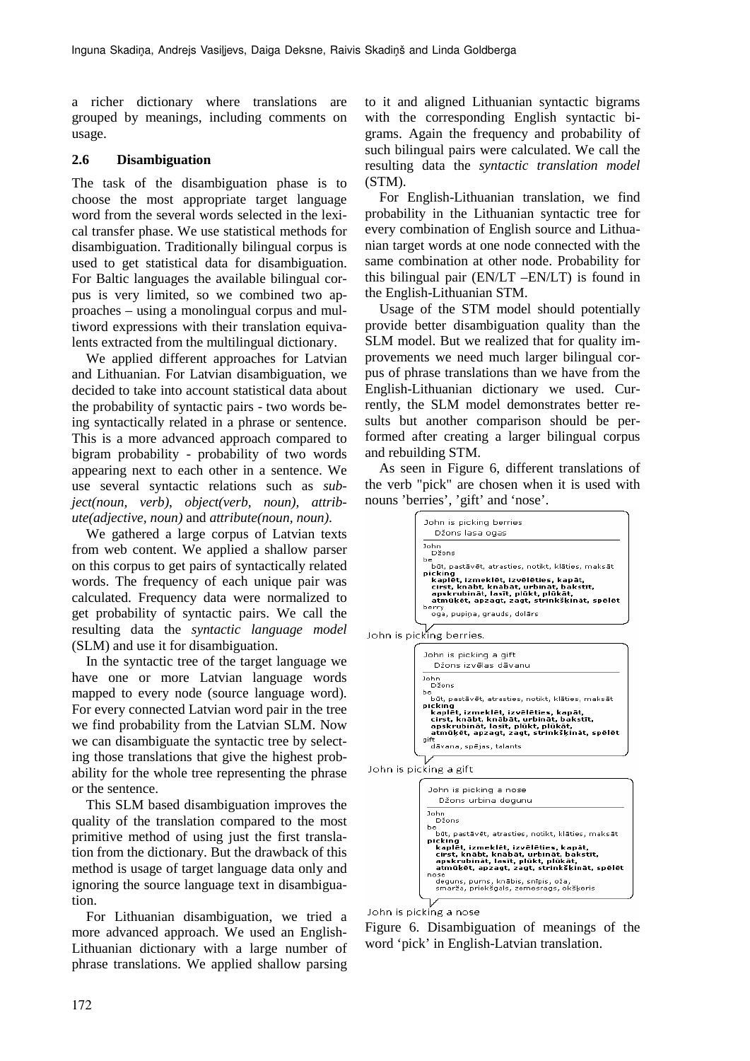a richer dictionary where translations are grouped by meanings, including comments on usage.

### 2.6 Disambiguation

The task of the disambiguation phase is to choose the most appropriate target language word from the several words selected in the lexical transfer phase. We use statistical methods for disambiguation. Traditionally bilingual corpus is used to get statistical data for disambiguation. For Baltic languages the available bilingual corpus is very limited, so we combined two approaches – using a monolingual corpus and multiword expressions with their translation equivalents extracted from the multilingual dictionary.

We applied different approaches for Latvian and Lithuanian. For Latvian disambiguation, we decided to take into account statistical data about the probability of syntactic pairs - two words being syntactically related in a phrase or sentence. This is a more advanced approach compared to bigram probability - probability of two words appearing next to each other in a sentence. We use several syntactic relations such as *subject(noun, verb)*, *object(verb, noun)*, *attribute(adjective, noun)* and *attribute(noun, noun)*.

We gathered a large corpus of Latvian texts from web content. We applied a shallow parser on this corpus to get pairs of syntactically related words. The frequency of each unique pair was calculated. Frequency data were normalized to get probability of syntactic pairs. We call the resulting data the *syntactic language model* (SLM) and use it for disambiguation.

In the syntactic tree of the target language we have one or more Latvian language words mapped to every node (source language word). For every connected Latvian word pair in the tree we find probability from the Latvian SLM. Now we can disambiguate the syntactic tree by selecting those translations that give the highest probability for the whole tree representing the phrase or the sentence.

This SLM based disambiguation improves the quality of the translation compared to the most primitive method of using just the first translation from the dictionary. But the drawback of this method is usage of target language data only and ignoring the source language text in disambiguation.

For Lithuanian disambiguation, we tried a more advanced approach. We used an English-Lithuanian dictionary with a large number of phrase translations. We applied shallow parsing to it and aligned Lithuanian syntactic bigrams with the corresponding English syntactic bigrams. Again the frequency and probability of such bilingual pairs were calculated. We call the resulting data the *syntactic translation model* (STM).

For English-Lithuanian translation, we find probability in the Lithuanian syntactic tree for every combination of English source and Lithuanian target words at one node connected with the same combination at other node. Probability for this bilingual pair (EN/LT –EN/LT) is found in the English-Lithuanian STM.

Usage of the STM model should potentially provide better disambiguation quality than the SLM model. But we realized that for quality improvements we need much larger bilingual corpus of phrase translations than we have from the English-Lithuanian dictionary we used. Currently, the SLM model demonstrates better results but another comparison should be performed after creating a larger bilingual corpus and rebuilding STM.

As seen in Figure 6, different translations of the verb "pick" are chosen when it is used with nouns 'berries', 'gift' and 'nose'.

```
John is picking berries
  Džons lasa ogas
John
  Džons
be
  būt, pastāvēt, atrasties, notikt, klāties, maksāt
picking
  kaplēt, izmeklēt, izvēlēties, kapāt,
  cirst, knābt, knābāt, urbināt, bakstīt,
  apskrubināt, lasīt, plūkt, plūkāt,
  atmūķēt, apzagt, zagt, strinkšķināt, spēlēt
berry
  oga, pupiņa, grauds, dolārs
John is picking berries.

John is picking a gift
  Džons izvēlas dāvanu
John
  Džons
be
  būt, pastāvēt, atrasties, notikt, klāties, maksāt
picking
  kaplēt, izmeklēt, izvēlēties, kapāt,
  cirst, knābt, knābāt, urbināt, bakstīt,
  apskrubināt, lasīt, plūkt, plūkāt,
  atmūķēt, apzagt, zagt, strinkšķināt, spēlēt
gift
  dāvana, spējas, talants
John is picking a gift

John is picking a nose
  Džons urbina degunu
John
  Džons
be
  būt, pastāvēt, atrasties, notikt, klāties, maksāt
picking
  kaplēt, izmeklēt, izvēlēties, kapāt,
  cirst, knābt, knābāt, urbināt, bakstīt,
  apskrubināt, lasīt, plūkt, plūkāt,
  atmūķēt, apzagt, zagt, strinkšķināt, spēlēt
nose
  deguns, purns, knābis, snīpis, oža,
  smarža, priekšgals, zemesrags, okšķeris
John is picking a nose
```

Figure 6. Disambiguation of meanings of the word 'pick' in English-Latvian translation.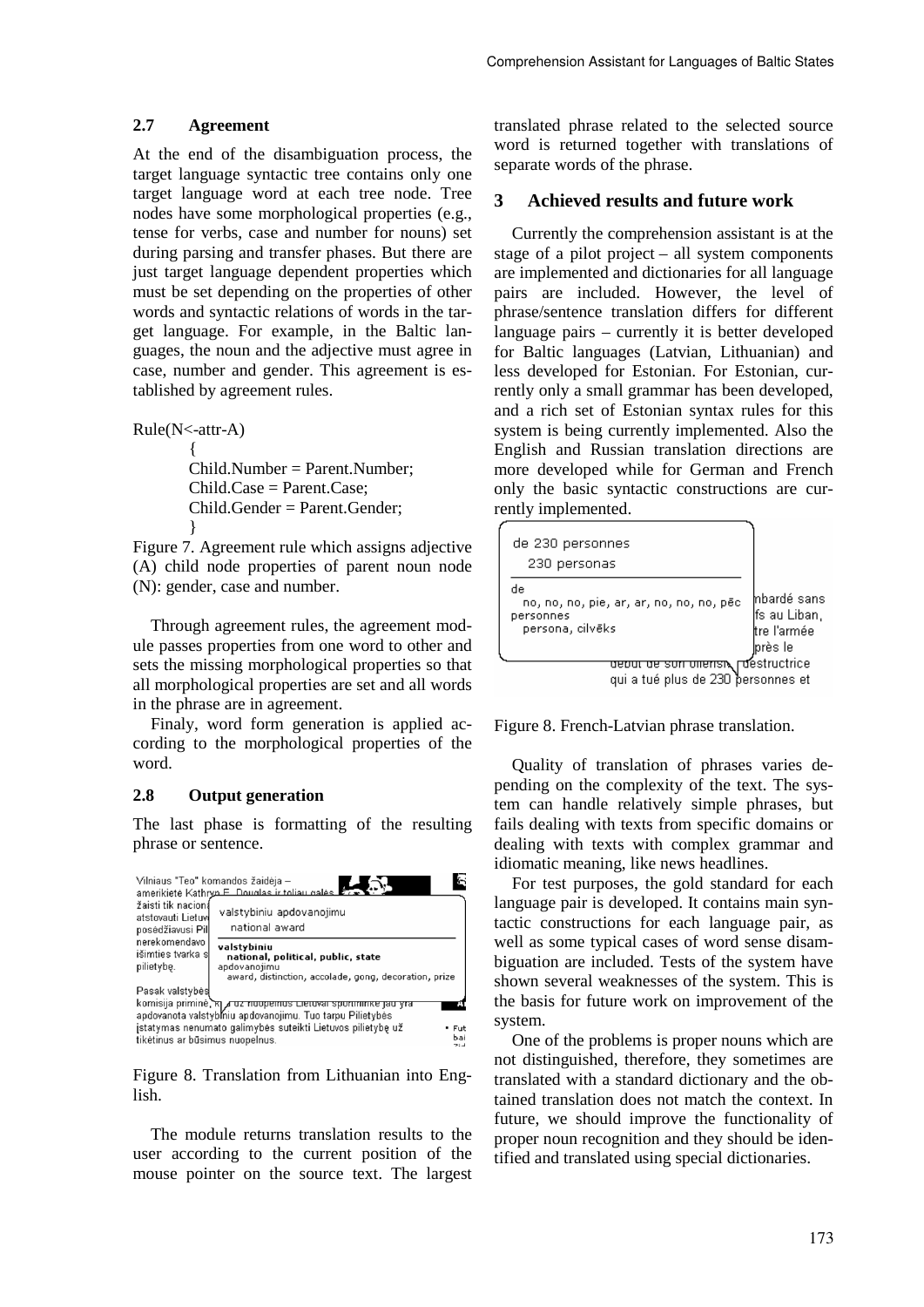### 2.7 Agreement

At the end of the disambiguation process, the target language syntactic tree contains only one target language word at each tree node. Tree nodes have some morphological properties (e.g., tense for verbs, case and number for nouns) set during parsing and transfer phases. But there are just target language dependent properties which must be set depending on the properties of other words and syntactic relations of words in the target language. For example, in the Baltic languages, the noun and the adjective must agree in case, number and gender. This agreement is established by agreement rules.

```
Rule(N<-attr-A)
        {
        Child.Number = Parent.Number;
        Child.Case = Parent.Case;
        Child.Gender = Parent.Gender;
        }
```

Figure 7. Agreement rule which assigns adjective (A) child node properties of parent noun node (N): gender, case and number.

Through agreement rules, the agreement module passes properties from one word to other and sets the missing morphological properties so that all morphological properties are set and all words in the phrase are in agreement.

Finaly, word form generation is applied according to the morphological properties of the word.

### 2.8 Output generation

The last phase is formatting of the resulting phrase or sentence.

Figure 8. Translation from Lithuanian into English.

The module returns translation results to the user according to the current position of the mouse pointer on the source text. The largest translated phrase related to the selected source word is returned together with translations of separate words of the phrase.

## 3 Achieved results and future work

Currently the comprehension assistant is at the stage of a pilot project – all system components are implemented and dictionaries for all language pairs are included. However, the level of phrase/sentence translation differs for different language pairs – currently it is better developed for Baltic languages (Latvian, Lithuanian) and less developed for Estonian. For Estonian, currently only a small grammar has been developed, and a rich set of Estonian syntax rules for this system is being currently implemented. Also the English and Russian translation directions are more developed while for German and French only the basic syntactic constructions are currently implemented.

Figure 8. French-Latvian phrase translation.

Quality of translation of phrases varies depending on the complexity of the text. The system can handle relatively simple phrases, but fails dealing with texts from specific domains or dealing with texts with complex grammar and idiomatic meaning, like news headlines.

For test purposes, the gold standard for each language pair is developed. It contains main syntactic constructions for each language pair, as well as some typical cases of word sense disambiguation are included. Tests of the system have shown several weaknesses of the system. This is the basis for future work on improvement of the system.

One of the problems is proper nouns which are not distinguished, therefore, they sometimes are translated with a standard dictionary and the obtained translation does not match the context. In future, we should improve the functionality of proper noun recognition and they should be identified and translated using special dictionaries.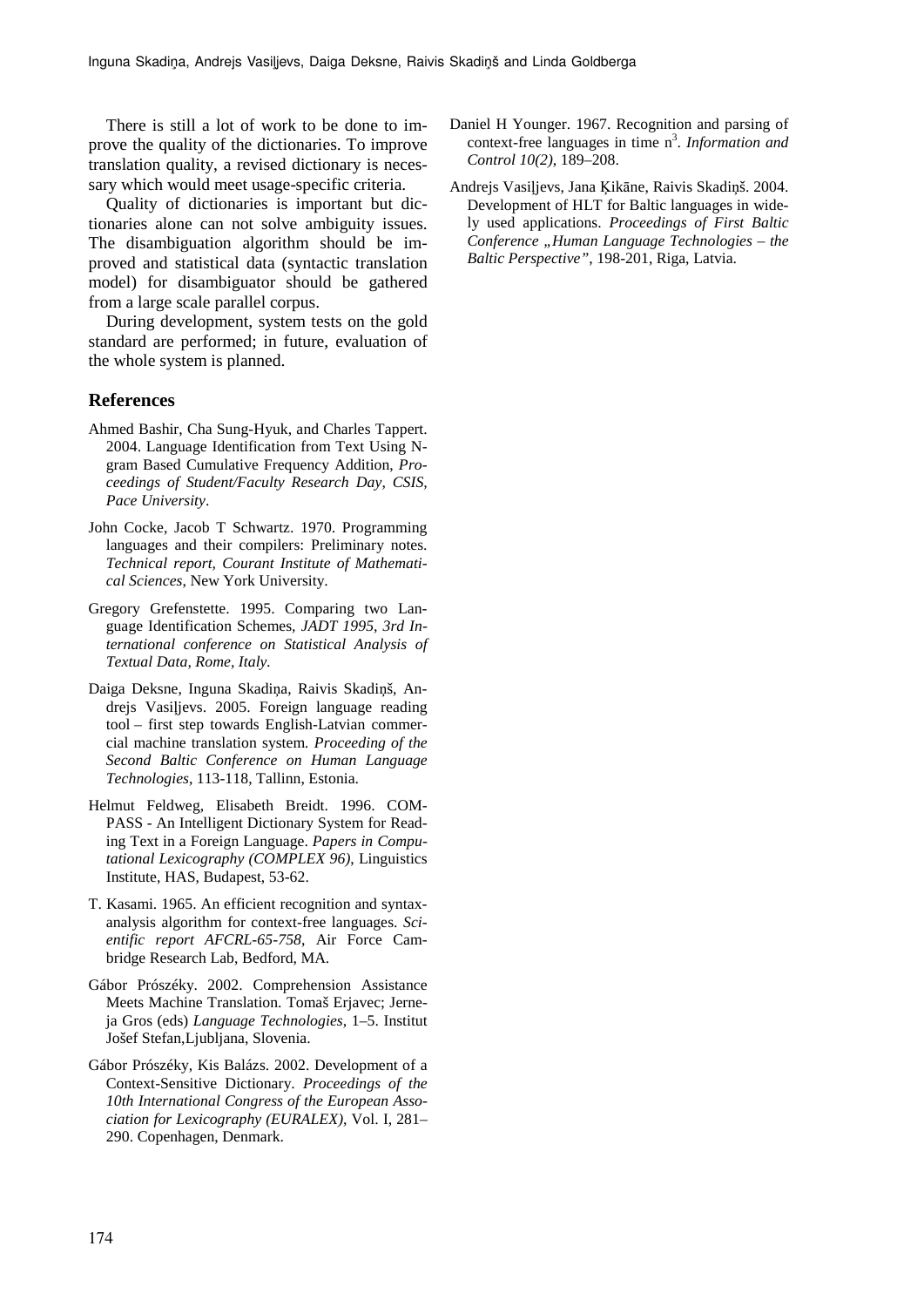There is still a lot of work to be done to improve the quality of the dictionaries. To improve translation quality, a revised dictionary is necessary which would meet usage-specific criteria.

Quality of dictionaries is important but dictionaries alone can not solve ambiguity issues. The disambiguation algorithm should be improved and statistical data (syntactic translation model) for disambiguator should be gathered from a large scale parallel corpus.

During development, system tests on the gold standard are performed; in future, evaluation of the whole system is planned.

## References

Ahmed Bashir, Cha Sung-Hyuk, and Charles Tappert. 2004. Language Identification from Text Using N-gram Based Cumulative Frequency Addition, *Proceedings of Student/Faculty Research Day, CSIS, Pace University*.

John Cocke, Jacob T Schwartz. 1970. Programming languages and their compilers: Preliminary notes. *Technical report, Courant Institute of Mathematical Sciences*, New York University.

Gregory Grefenstette. 1995. Comparing two Language Identification Schemes, *JADT 1995, 3rd International conference on Statistical Analysis of Textual Data, Rome, Italy.*

Daiga Deksne, Inguna Skadiņa, Raivis Skadiņš, Andrejs Vasiļjevs. 2005. Foreign language reading tool – first step towards English-Latvian commercial machine translation system. *Proceeding of the Second Baltic Conference on Human Language Technologies*, 113-118, Tallinn, Estonia.

Helmut Feldweg, Elisabeth Breidt. 1996. COMPASS - An Intelligent Dictionary System for Reading Text in a Foreign Language. *Papers in Computational Lexicography (COMPLEX 96)*, Linguistics Institute, HAS, Budapest, 53-62.

T. Kasami. 1965. An efficient recognition and syntax-analysis algorithm for context-free languages. *Scientific report AFCRL-65-758*, Air Force Cambridge Research Lab, Bedford, MA.

Gábor Prószéky. 2002. Comprehension Assistance Meets Machine Translation. Tomaš Erjavec; Jerneja Gros (eds) *Language Technologies*, 1–5. Institut Jošef Stefan,Ljubljana, Slovenia.

Gábor Prószéky, Kis Balázs. 2002. Development of a Context-Sensitive Dictionary. *Proceedings of the 10th International Congress of the European Association for Lexicography (EURALEX)*, Vol. I, 281–290. Copenhagen, Denmark.

Daniel H Younger. 1967. Recognition and parsing of context-free languages in time $n^3$. *Information and Control 10(2)*, 189–208.

Andrejs Vasiļjevs, Jana Ķikāne, Raivis Skadiņš. 2004. Development of HLT for Baltic languages in widely used applications. *Proceedings of First Baltic Conference „Human Language Technologies – the Baltic Perspective"*, 198-201, Riga, Latvia.